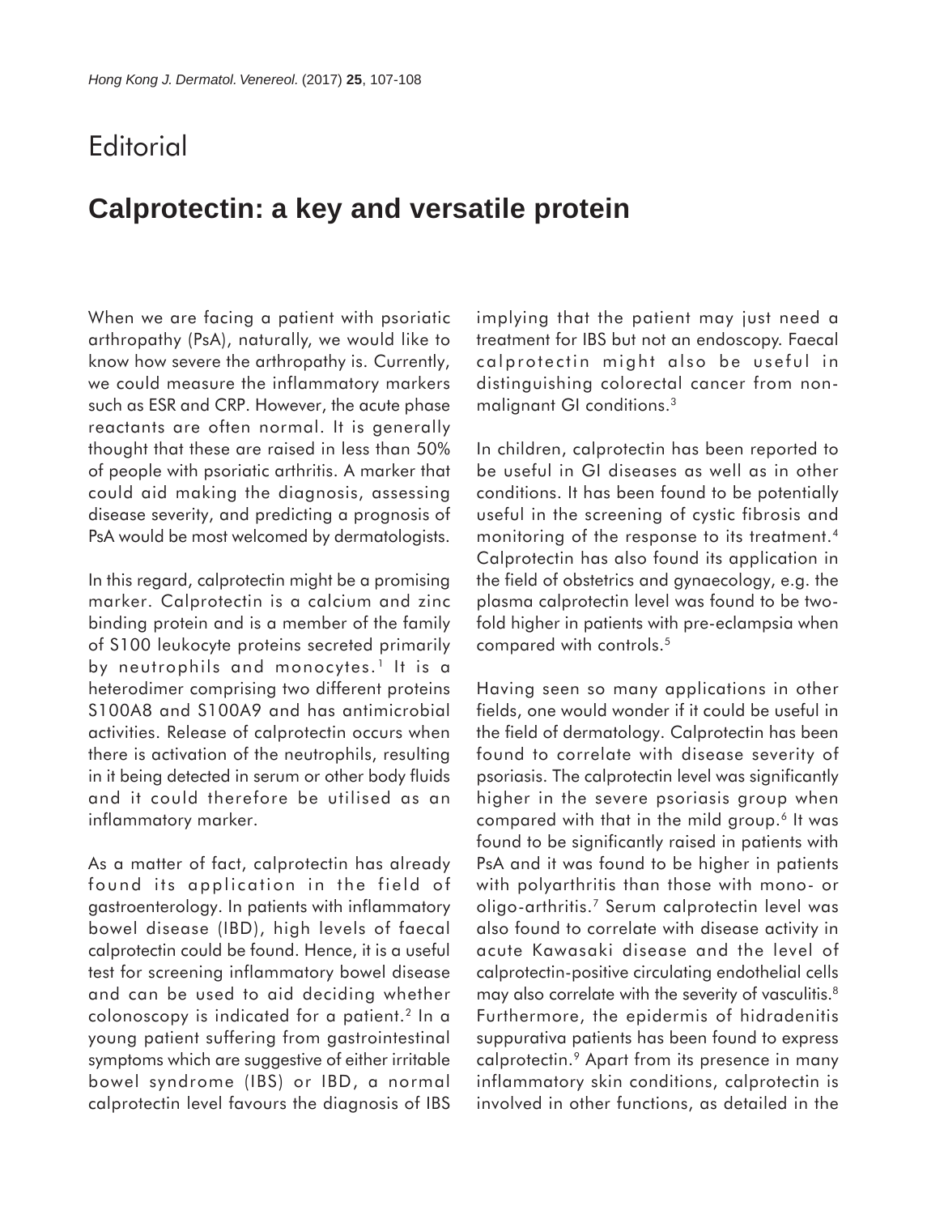Editorial

# Calprotectin: a key and versatile protein

When we are facing a patient with psoriatic arthropathy (PsA), naturally, we would like to know how severe the arthropathy is. Currently, we could measure the inflammatory markers such as ESR and CRP. However, the acute phase reactants are often normal. It is generally thought that these are raised in less than 50% of people with psoriatic arthritis. A marker that could aid making the diagnosis, assessing disease severity, and predicting a prognosis of PsA would be most welcomed by dermatologists.

In this regard, calprotectin might be a promising marker. Calprotectin is a calcium and zinc binding protein and is a member of the family of S100 leukocyte proteins secreted primarily by neutrophils and monocytes.[1] It is a heterodimer comprising two different proteins S100A8 and S100A9 and has antimicrobial activities. Release of calprotectin occurs when there is activation of the neutrophils, resulting in it being detected in serum or other body fluids and it could therefore be utilised as an inflammatory marker.

As a matter of fact, calprotectin has already found its application in the field of gastroenterology. In patients with inflammatory bowel disease (IBD), high levels of faecal calprotectin could be found. Hence, it is a useful test for screening inflammatory bowel disease and can be used to aid deciding whether colonoscopy is indicated for a patient.[2] In a young patient suffering from gastrointestinal symptoms which are suggestive of either irritable bowel syndrome (IBS) or IBD, a normal calprotectin level favours the diagnosis of IBS implying that the patient may just need a treatment for IBS but not an endoscopy. Faecal calprotectin might also be useful in distinguishing colorectal cancer from non-malignant GI conditions.[3]

In children, calprotectin has been reported to be useful in GI diseases as well as in other conditions. It has been found to be potentially useful in the screening of cystic fibrosis and monitoring of the response to its treatment.[4] Calprotectin has also found its application in the field of obstetrics and gynaecology, e.g. the plasma calprotectin level was found to be two-fold higher in patients with pre-eclampsia when compared with controls.[5]

Having seen so many applications in other fields, one would wonder if it could be useful in the field of dermatology. Calprotectin has been found to correlate with disease severity of psoriasis. The calprotectin level was significantly higher in the severe psoriasis group when compared with that in the mild group.[6] It was found to be significantly raised in patients with PsA and it was found to be higher in patients with polyarthritis than those with mono- or oligo-arthritis.[7] Serum calprotectin level was also found to correlate with disease activity in acute Kawasaki disease and the level of calprotectin-positive circulating endothelial cells may also correlate with the severity of vasculitis.[8] Furthermore, the epidermis of hidradenitis suppurativa patients has been found to express calprotectin.[9] Apart from its presence in many inflammatory skin conditions, calprotectin is involved in other functions, as detailed in the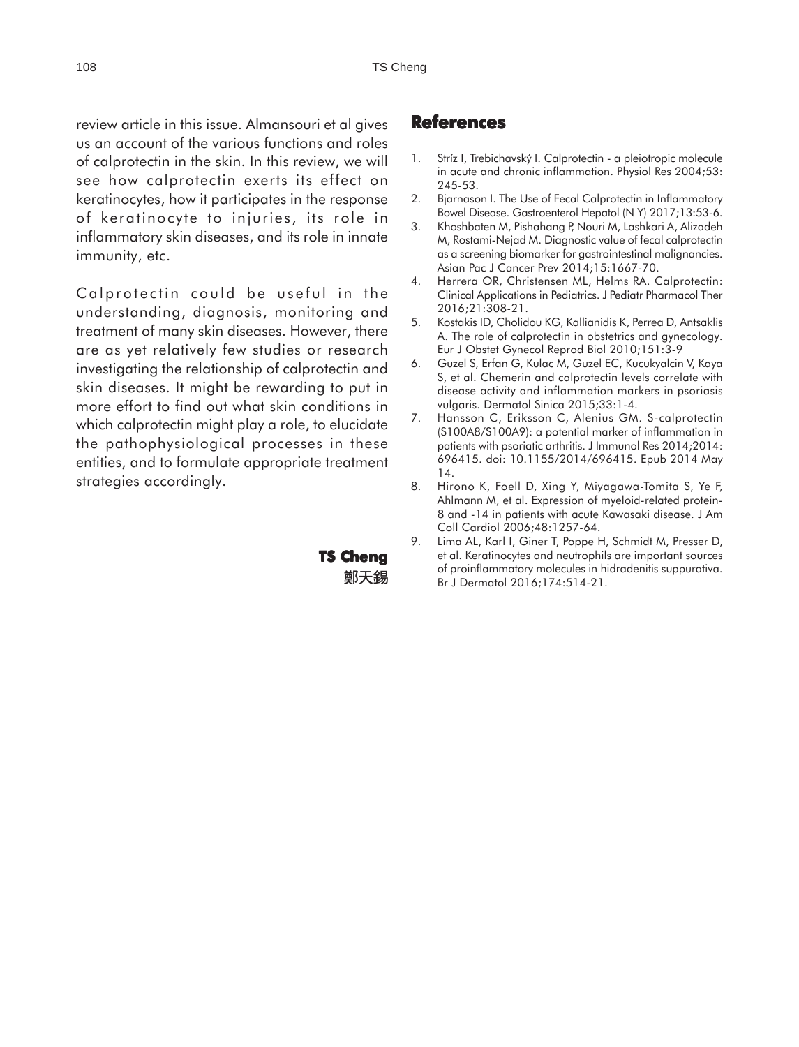review article in this issue. Almansouri et al gives us an account of the various functions and roles of calprotectin in the skin. In this review, we will see how calprotectin exerts its effect on keratinocytes, how it participates in the response of keratinocyte to injuries, its role in inflammatory skin diseases, and its role in innate immunity, etc.

Calprotectin could be useful in the understanding, diagnosis, monitoring and treatment of many skin diseases. However, there are as yet relatively few studies or research investigating the relationship of calprotectin and skin diseases. It might be rewarding to put in more effort to find out what skin conditions in which calprotectin might play a role, to elucidate the pathophysiological processes in these entities, and to formulate appropriate treatment strategies accordingly.

**TS Cheng**
**鄭天錫**

## References

1. Stríz I, Trebichavský I. Calprotectin - a pleiotropic molecule in acute and chronic inflammation. Physiol Res 2004;53: 245-53.
2. Bjarnason I. The Use of Fecal Calprotectin in Inflammatory Bowel Disease. Gastroenterol Hepatol (N Y) 2017;13:53-6.
3. Khoshbaten M, Pishahang P, Nouri M, Lashkari A, Alizadeh M, Rostami-Nejad M. Diagnostic value of fecal calprotectin as a screening biomarker for gastrointestinal malignancies. Asian Pac J Cancer Prev 2014;15:1667-70.
4. Herrera OR, Christensen ML, Helms RA. Calprotectin: Clinical Applications in Pediatrics. J Pediatr Pharmacol Ther 2016;21:308-21.
5. Kostakis ID, Cholidou KG, Kallianidis K, Perrea D, Antsaklis A. The role of calprotectin in obstetrics and gynecology. Eur J Obstet Gynecol Reprod Biol 2010;151:3-9
6. Guzel S, Erfan G, Kulac M, Guzel EC, Kucukyalcin V, Kaya S, et al. Chemerin and calprotectin levels correlate with disease activity and inflammation markers in psoriasis vulgaris. Dermatol Sinica 2015;33:1-4.
7. Hansson C, Eriksson C, Alenius GM. S-calprotectin (S100A8/S100A9): a potential marker of inflammation in patients with psoriatic arthritis. J Immunol Res 2014;2014: 696415. doi: 10.1155/2014/696415. Epub 2014 May 14.
8. Hirono K, Foell D, Xing Y, Miyagawa-Tomita S, Ye F, Ahlmann M, et al. Expression of myeloid-related protein-8 and -14 in patients with acute Kawasaki disease. J Am Coll Cardiol 2006;48:1257-64.
9. Lima AL, Karl I, Giner T, Poppe H, Schmidt M, Presser D, et al. Keratinocytes and neutrophils are important sources of proinflammatory molecules in hidradenitis suppurativa. Br J Dermatol 2016;174:514-21.